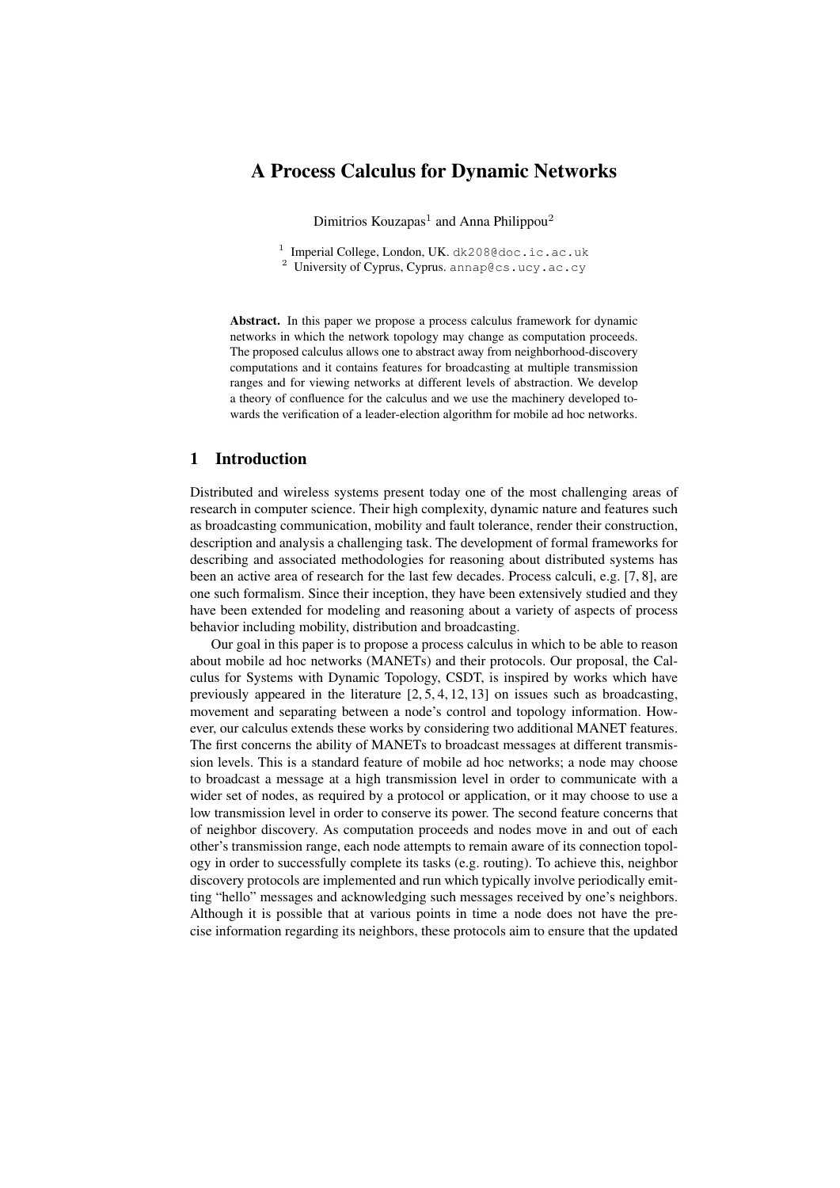# A Process Calculus for Dynamic Networks

Dimitrios Kouzapas[1] and Anna Philippou[2]

[1] Imperial College, London, UK. dk208@doc.ic.ac.uk
[2] University of Cyprus, Cyprus. annap@cs.ucy.ac.cy

**Abstract.** In this paper we propose a process calculus framework for dynamic networks in which the network topology may change as computation proceeds. The proposed calculus allows one to abstract away from neighborhood-discovery computations and it contains features for broadcasting at multiple transmission ranges and for viewing networks at different levels of abstraction. We develop a theory of confluence for the calculus and we use the machinery developed towards the verification of a leader-election algorithm for mobile ad hoc networks.

## 1 Introduction

Distributed and wireless systems present today one of the most challenging areas of research in computer science. Their high complexity, dynamic nature and features such as broadcasting communication, mobility and fault tolerance, render their construction, description and analysis a challenging task. The development of formal frameworks for describing and associated methodologies for reasoning about distributed systems has been an active area of research for the last few decades. Process calculi, e.g. [7, 8], are one such formalism. Since their inception, they have been extensively studied and they have been extended for modeling and reasoning about a variety of aspects of process behavior including mobility, distribution and broadcasting.

Our goal in this paper is to propose a process calculus in which to be able to reason about mobile ad hoc networks (MANETs) and their protocols. Our proposal, the Calculus for Systems with Dynamic Topology, CSDT, is inspired by works which have previously appeared in the literature [2, 5, 4, 12, 13] on issues such as broadcasting, movement and separating between a node's control and topology information. However, our calculus extends these works by considering two additional MANET features. The first concerns the ability of MANETs to broadcast messages at different transmission levels. This is a standard feature of mobile ad hoc networks; a node may choose to broadcast a message at a high transmission level in order to communicate with a wider set of nodes, as required by a protocol or application, or it may choose to use a low transmission level in order to conserve its power. The second feature concerns that of neighbor discovery. As computation proceeds and nodes move in and out of each other's transmission range, each node attempts to remain aware of its connection topology in order to successfully complete its tasks (e.g. routing). To achieve this, neighbor discovery protocols are implemented and run which typically involve periodically emitting "hello" messages and acknowledging such messages received by one's neighbors. Although it is possible that at various points in time a node does not have the precise information regarding its neighbors, these protocols aim to ensure that the updated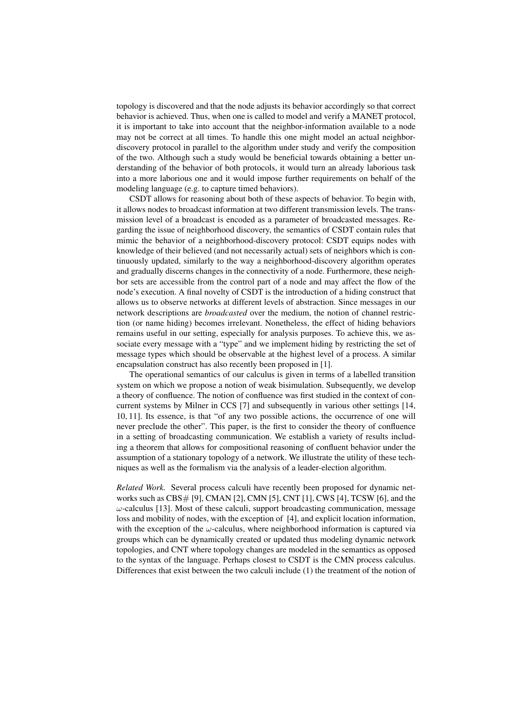topology is discovered and that the node adjusts its behavior accordingly so that correct behavior is achieved. Thus, when one is called to model and verify a MANET protocol, it is important to take into account that the neighbor-information available to a node may not be correct at all times. To handle this one might model an actual neighbor-discovery protocol in parallel to the algorithm under study and verify the composition of the two. Although such a study would be beneficial towards obtaining a better understanding of the behavior of both protocols, it would turn an already laborious task into a more laborious one and it would impose further requirements on behalf of the modeling language (e.g. to capture timed behaviors).

CSDT allows for reasoning about both of these aspects of behavior. To begin with, it allows nodes to broadcast information at two different transmission levels. The transmission level of a broadcast is encoded as a parameter of broadcasted messages. Regarding the issue of neighborhood discovery, the semantics of CSDT contain rules that mimic the behavior of a neighborhood-discovery protocol: CSDT equips nodes with knowledge of their believed (and not necessarily actual) sets of neighbors which is continuously updated, similarly to the way a neighborhood-discovery algorithm operates and gradually discerns changes in the connectivity of a node. Furthermore, these neighbor sets are accessible from the control part of a node and may affect the flow of the node's execution. A final novelty of CSDT is the introduction of a hiding construct that allows us to observe networks at different levels of abstraction. Since messages in our network descriptions are *broadcasted* over the medium, the notion of channel restriction (or name hiding) becomes irrelevant. Nonetheless, the effect of hiding behaviors remains useful in our setting, especially for analysis purposes. To achieve this, we associate every message with a "type" and we implement hiding by restricting the set of message types which should be observable at the highest level of a process. A similar encapsulation construct has also recently been proposed in [1].

The operational semantics of our calculus is given in terms of a labelled transition system on which we propose a notion of weak bisimulation. Subsequently, we develop a theory of confluence. The notion of confluence was first studied in the context of concurrent systems by Milner in CCS [7] and subsequently in various other settings [14, 10, 11]. Its essence, is that "of any two possible actions, the occurrence of one will never preclude the other". This paper, is the first to consider the theory of confluence in a setting of broadcasting communication. We establish a variety of results including a theorem that allows for compositional reasoning of confluent behavior under the assumption of a stationary topology of a network. We illustrate the utility of these techniques as well as the formalism via the analysis of a leader-election algorithm.

*Related Work.* Several process calculi have recently been proposed for dynamic networks such as CBS# [9], CMAN [2], CMN [5], CNT [1], CWS [4], TCSW [6], and the $\omega$-calculus [13]. Most of these calculi, support broadcasting communication, message loss and mobility of nodes, with the exception of [4], and explicit location information, with the exception of the $\omega$-calculus, where neighborhood information is captured via groups which can be dynamically created or updated thus modeling dynamic network topologies, and CNT where topology changes are modeled in the semantics as opposed to the syntax of the language. Perhaps closest to CSDT is the CMN process calculus. Differences that exist between the two calculi include (1) the treatment of the notion of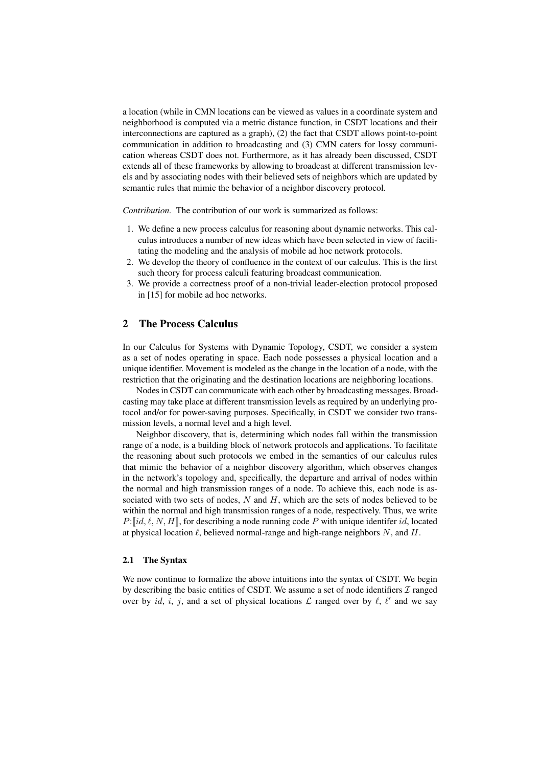a location (while in CMN locations can be viewed as values in a coordinate system and neighborhood is computed via a metric distance function, in CSDT locations and their interconnections are captured as a graph), (2) the fact that CSDT allows point-to-point communication in addition to broadcasting and (3) CMN caters for lossy communication whereas CSDT does not. Furthermore, as it has already been discussed, CSDT extends all of these frameworks by allowing to broadcast at different transmission levels and by associating nodes with their believed sets of neighbors which are updated by semantic rules that mimic the behavior of a neighbor discovery protocol.

*Contribution.* The contribution of our work is summarized as follows:

1. We define a new process calculus for reasoning about dynamic networks. This calculus introduces a number of new ideas which have been selected in view of facilitating the modeling and the analysis of mobile ad hoc network protocols.
2. We develop the theory of confluence in the context of our calculus. This is the first such theory for process calculi featuring broadcast communication.
3. We provide a correctness proof of a non-trivial leader-election protocol proposed in [15] for mobile ad hoc networks.

## 2 The Process Calculus

In our Calculus for Systems with Dynamic Topology, CSDT, we consider a system as a set of nodes operating in space. Each node possesses a physical location and a unique identifier. Movement is modeled as the change in the location of a node, with the restriction that the originating and the destination locations are neighboring locations.

Nodes in CSDT can communicate with each other by broadcasting messages. Broadcasting may take place at different transmission levels as required by an underlying protocol and/or for power-saving purposes. Specifically, in CSDT we consider two transmission levels, a normal level and a high level.

Neighbor discovery, that is, determining which nodes fall within the transmission range of a node, is a building block of network protocols and applications. To facilitate the reasoning about such protocols we embed in the semantics of our calculus rules that mimic the behavior of a neighbor discovery algorithm, which observes changes in the network's topology and, specifically, the departure and arrival of nodes within the normal and high transmission ranges of a node. To achieve this, each node is associated with two sets of nodes, $N$ and $H$, which are the sets of nodes believed to be within the normal and high transmission ranges of a node, respectively. Thus, we write $P{:}[\![id, \ell, N, H]\!]$, for describing a node running code $P$ with unique identifer $id$, located at physical location $\ell$, believed normal-range and high-range neighbors $N$, and $H$.

### 2.1 The Syntax

We now continue to formalize the above intuitions into the syntax of CSDT. We begin by describing the basic entities of CSDT. We assume a set of node identifiers $\mathcal{I}$ ranged over by $id$, $i$, $j$, and a set of physical locations $\mathcal{L}$ ranged over by $\ell$, $\ell'$ and we say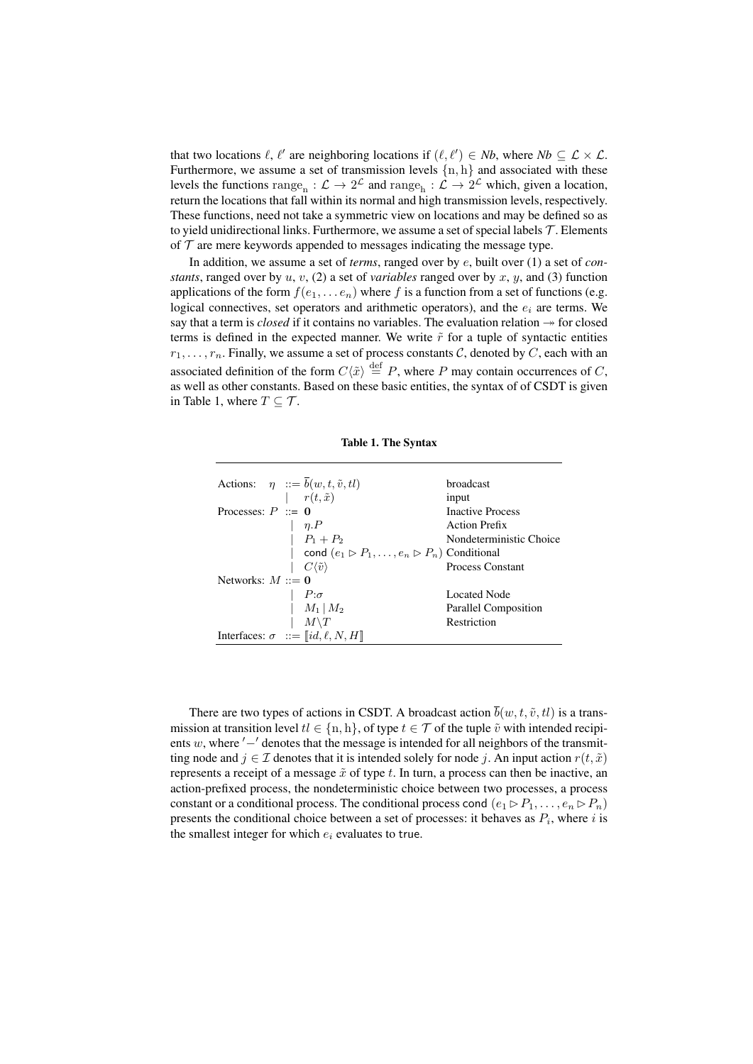that two locations $\ell$, $\ell'$ are neighboring locations if $(\ell, \ell') \in \mathit{Nb}$, where $\mathit{Nb} \subseteq \mathcal{L} \times \mathcal{L}$. Furthermore, we assume a set of transmission levels $\{\mathrm{n}, \mathrm{h}\}$ and associated with these levels the functions $\mathrm{range}_\mathrm{n} : \mathcal{L} \to 2^{\mathcal{L}}$ and $\mathrm{range}_\mathrm{h} : \mathcal{L} \to 2^{\mathcal{L}}$ which, given a location, return the locations that fall within its normal and high transmission levels, respectively. These functions, need not take a symmetric view on locations and may be defined so as to yield unidirectional links. Furthermore, we assume a set of special labels $\mathcal{T}$. Elements of $\mathcal{T}$ are mere keywords appended to messages indicating the message type.

In addition, we assume a set of *terms*, ranged over by $e$, built over (1) a set of *constants*, ranged over by $u$, $v$, (2) a set of *variables* ranged over by $x$, $y$, and (3) function applications of the form $f(e_1, \ldots e_n)$ where $f$ is a function from a set of functions (e.g. logical connectives, set operators and arithmetic operators), and the $e_i$ are terms. We say that a term is *closed* if it contains no variables. The evaluation relation $\twoheadrightarrow$ for closed terms is defined in the expected manner. We write $\tilde{r}$ for a tuple of syntactic entities $r_1, \ldots, r_n$. Finally, we assume a set of process constants $\mathcal{C}$, denoted by $C$, each with an associated definition of the form $C\langle\tilde{x}\rangle \stackrel{\mathrm{def}}{=} P$, where $P$ may contain occurrences of $C$, as well as other constants. Based on these basic entities, the syntax of of CSDT is given in Table 1, where $T \subseteq \mathcal{T}$.

**Table 1. The Syntax**

| | | |
|---|---|---|
| Actions: | $\eta \ ::= \overline{b}(w, t, \tilde{v}, tl)$ | broadcast |
| | $\mid \ r(t, \tilde{x})$ | input |
| Processes: | $P \ ::= \mathbf{0}$ | Inactive Process |
| | $\mid \ \eta.P$ | Action Prefix |
| | $\mid \ P_1 + P_2$ | Nondeterministic Choice |
| | $\mid \ \mathsf{cond}\ (e_1 \triangleright P_1, \ldots, e_n \triangleright P_n)$ | Conditional |
| | $\mid \ C\langle\tilde{v}\rangle$ | Process Constant |
| Networks: | $M \ ::= \mathbf{0}$ | |
| | $\mid \ P{:}\sigma$ | Located Node |
| | $\mid \ M_1 \mid M_2$ | Parallel Composition |
| | $\mid \ M \backslash T$ | Restriction |
| Interfaces: | $\sigma \ ::= [\![ id, \ell, N, H ]\!]$ | |

There are two types of actions in CSDT. A broadcast action $\overline{b}(w, t, \tilde{v}, tl)$ is a transmission at transition level $tl \in \{\mathrm{n}, \mathrm{h}\}$, of type $t \in \mathcal{T}$ of the tuple $\tilde{v}$ with intended recipients $w$, where $'-'$ denotes that the message is intended for all neighbors of the transmitting node and $j \in \mathcal{I}$ denotes that it is intended solely for node $j$. An input action $r(t, \tilde{x})$ represents a receipt of a message $\tilde{x}$ of type $t$. In turn, a process can then be inactive, an action-prefixed process, the nondeterministic choice between two processes, a process constant or a conditional process. The conditional process $\mathsf{cond}\ (e_1 \triangleright P_1, \ldots, e_n \triangleright P_n)$ presents the conditional choice between a set of processes: it behaves as $P_i$, where $i$ is the smallest integer for which $e_i$ evaluates to $\mathsf{true}$.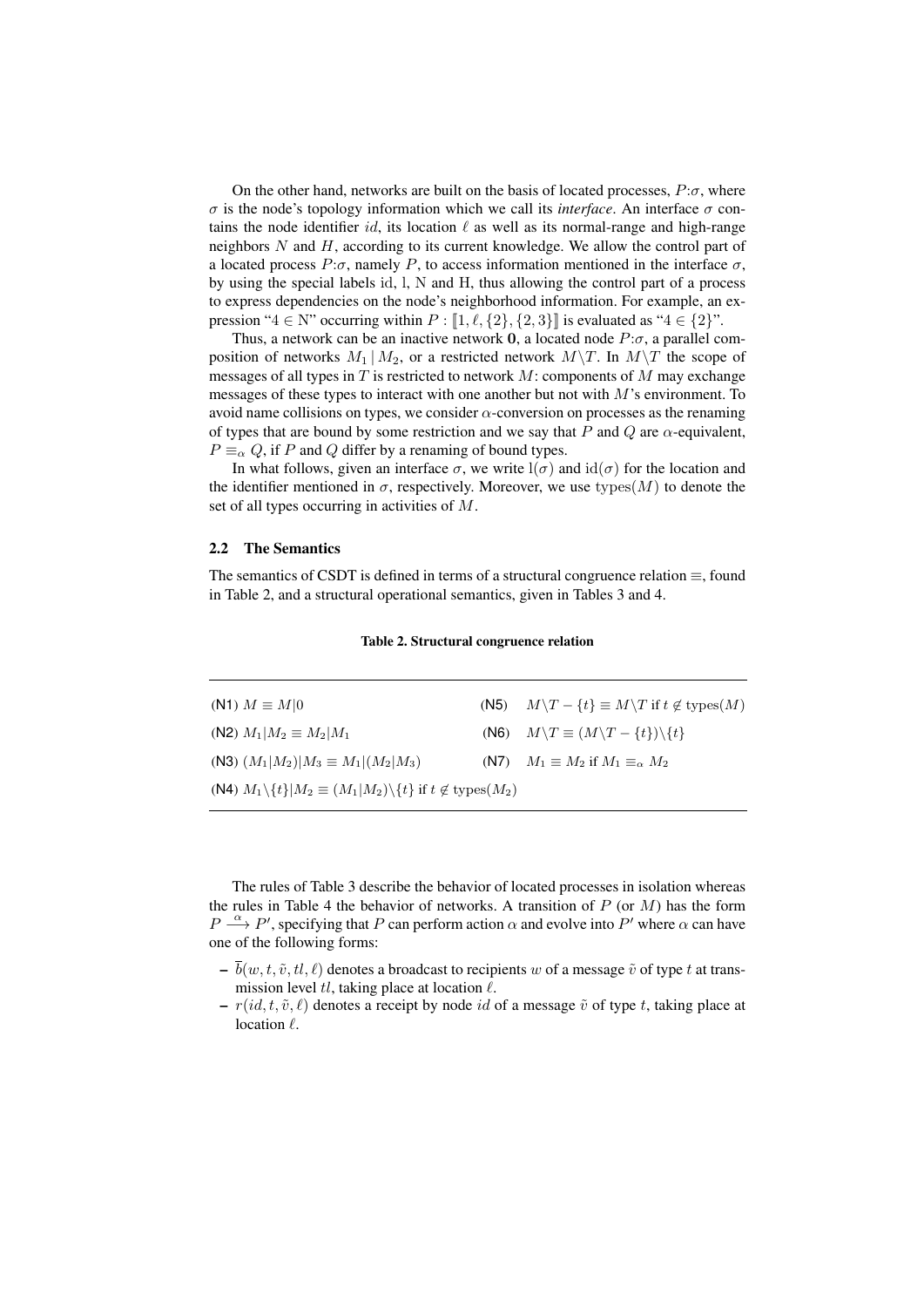On the other hand, networks are built on the basis of located processes, $P{:}\sigma$, where $\sigma$ is the node's topology information which we call its *interface*. An interface $\sigma$ contains the node identifier $id$, its location $\ell$ as well as its normal-range and high-range neighbors $N$ and $H$, according to its current knowledge. We allow the control part of a located process $P{:}\sigma$, namely $P$, to access information mentioned in the interface $\sigma$, by using the special labels $\mathrm{id}$, $\mathrm{l}$, $\mathrm{N}$ and $\mathrm{H}$, thus allowing the control part of a process to express dependencies on the node's neighborhood information. For example, an expression "$4 \in \mathrm{N}$" occurring within $P : [\![1, \ell, \{2\}, \{2, 3\}]\!]$ is evaluated as "$4 \in \{2\}$".

Thus, a network can be an inactive network $\mathbf{0}$, a located node $P{:}\sigma$, a parallel composition of networks $M_1 \,|\, M_2$, or a restricted network $M \backslash T$. In $M \backslash T$ the scope of messages of all types in $T$ is restricted to network $M$: components of $M$ may exchange messages of these types to interact with one another but not with $M$'s environment. To avoid name collisions on types, we consider $\alpha$-conversion on processes as the renaming of types that are bound by some restriction and we say that $P$ and $Q$ are $\alpha$-equivalent, $P \equiv_\alpha Q$, if $P$ and $Q$ differ by a renaming of bound types.

In what follows, given an interface $\sigma$, we write $\mathrm{l}(\sigma)$ and $\mathrm{id}(\sigma)$ for the location and the identifier mentioned in $\sigma$, respectively. Moreover, we use $\mathrm{types}(M)$ to denote the set of all types occurring in activities of $M$.

## 2.2 The Semantics

The semantics of CSDT is defined in terms of a structural congruence relation $\equiv$, found in Table 2, and a structural operational semantics, given in Tables 3 and 4.

**Table 2. Structural congruence relation**

| | |
|---|---|
| (N1) $M \equiv M \| 0$ | (N5) $M \backslash T - \{t\} \equiv M \backslash T$ if $t \notin \mathrm{types}(M)$ |
| (N2) $M_1 \| M_2 \equiv M_2 \| M_1$ | (N6) $M \backslash T \equiv (M \backslash T - \{t\}) \backslash \{t\}$ |
| (N3) $(M_1 \| M_2) \| M_3 \equiv M_1 \| (M_2 \| M_3)$ | (N7) $M_1 \equiv M_2$ if $M_1 \equiv_\alpha M_2$ |
| (N4) $M_1 \backslash \{t\} \| M_2 \equiv (M_1 \| M_2) \backslash \{t\}$ if $t \notin \mathrm{types}(M_2)$ | |

The rules of Table 3 describe the behavior of located processes in isolation whereas the rules in Table 4 the behavior of networks. A transition of $P$ (or $M$) has the form $P \xrightarrow{\alpha} P'$, specifying that $P$ can perform action $\alpha$ and evolve into $P'$ where $\alpha$ can have one of the following forms:

- $\overline{b}(w, t, \tilde{v}, tl, \ell)$ denotes a broadcast to recipients $w$ of a message $\tilde{v}$ of type $t$ at transmission level $tl$, taking place at location $\ell$.
- $r(id, t, \tilde{v}, \ell)$ denotes a receipt by node $id$ of a message $\tilde{v}$ of type $t$, taking place at location $\ell$.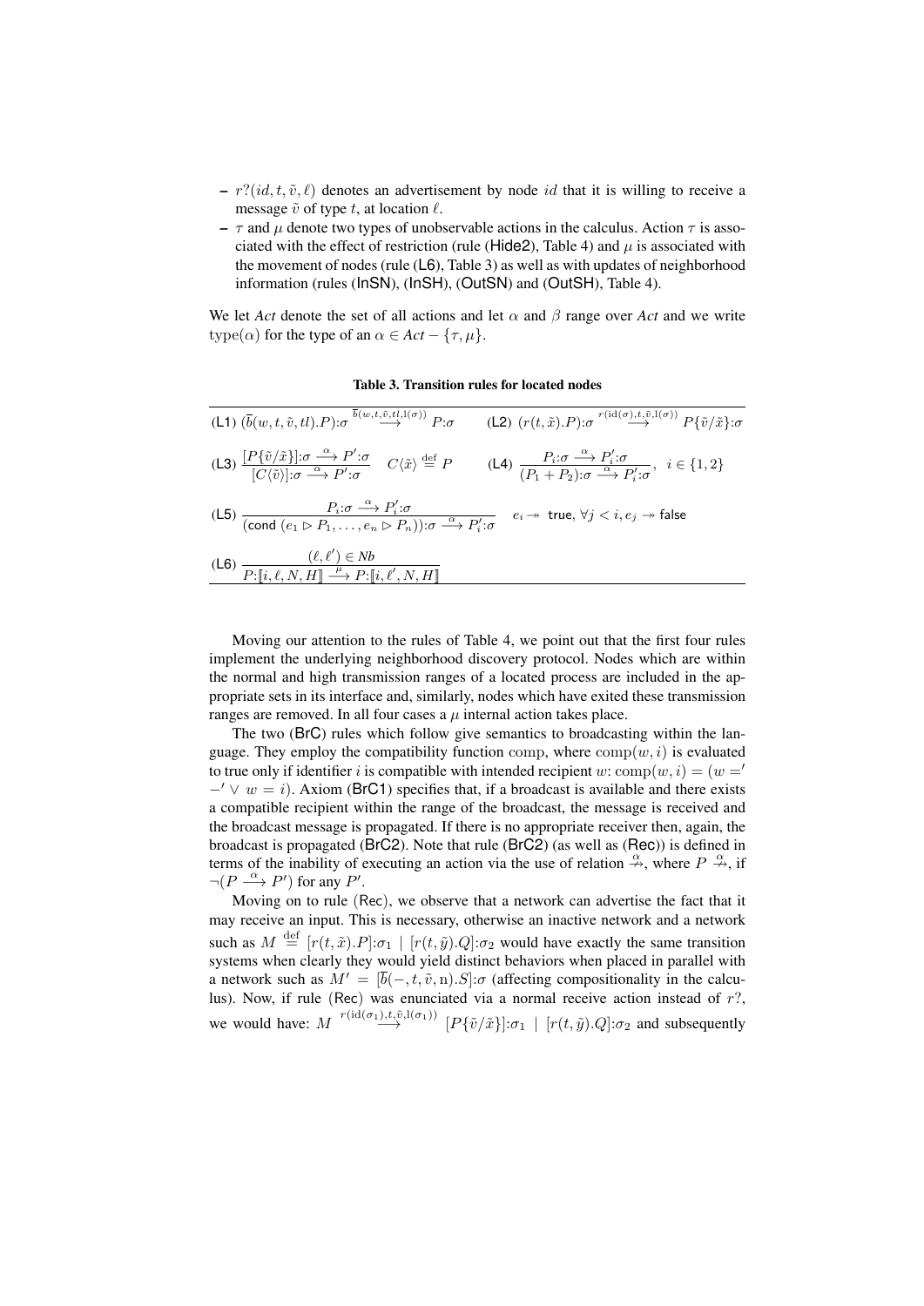- $r?(id, t, \tilde{v}, \ell)$ denotes an advertisement by node $id$ that it is willing to receive a message $\tilde{v}$ of type $t$, at location $\ell$.
- $\tau$ and $\mu$ denote two types of unobservable actions in the calculus. Action $\tau$ is associated with the effect of restriction (rule (Hide2), Table 4) and $\mu$ is associated with the movement of nodes (rule (L6), Table 3) as well as with updates of neighborhood information (rules (InSN), (InSH), (OutSN) and (OutSH), Table 4).

We let *Act* denote the set of all actions and let $\alpha$ and $\beta$ range over *Act* and we write $\mathrm{type}(\alpha)$ for the type of an $\alpha \in Act - \{\tau, \mu\}$.

**Table 3. Transition rules for located nodes**

(L1) $(\overline{b}(w, t, \tilde{v}, tl).P){:}\sigma \xrightarrow{\overline{b}(w,t,\tilde{v},tl,\mathrm{l}(\sigma))} P{:}\sigma$

(L2) $(r(t, \tilde{x}).P){:}\sigma \xrightarrow{r(\mathrm{id}(\sigma),t,\tilde{v},\mathrm{l}(\sigma))} P\{\tilde{v}/\tilde{x}\}{:}\sigma$

(L3) $$\frac{[P\{\tilde{v}/\tilde{x}\}]{:}\sigma \xrightarrow{\alpha} P'{:}\sigma}{[C\langle\tilde{v}\rangle]{:}\sigma \xrightarrow{\alpha} P'{:}\sigma} \quad C\langle\tilde{x}\rangle \stackrel{\mathrm{def}}{=} P$$

(L4) $$\frac{P_i{:}\sigma \xrightarrow{\alpha} P_i'{:}\sigma}{(P_1 + P_2){:}\sigma \xrightarrow{\alpha} P_i'{:}\sigma}, \quad i \in \{1, 2\}$$

(L5) $$\frac{P_i{:}\sigma \xrightarrow{\alpha} P_i'{:}\sigma}{(\mathsf{cond}\ (e_1 \triangleright P_1, \ldots, e_n \triangleright P_n)){:}\sigma \xrightarrow{\alpha} P_i'{:}\sigma} \quad e_i \twoheadrightarrow \mathsf{true},\ \forall j < i, e_j \twoheadrightarrow \mathsf{false}$$

(L6) $$\frac{(\ell, \ell') \in Nb}{P{:}[\![i, \ell, N, H]\!] \xrightarrow{\mu} P{:}[\![i, \ell', N, H]\!]}$$

Moving our attention to the rules of Table 4, we point out that the first four rules implement the underlying neighborhood discovery protocol. Nodes which are within the normal and high transmission ranges of a located process are included in the appropriate sets in its interface and, similarly, nodes which have exited these transmission ranges are removed. In all four cases a $\mu$ internal action takes place.

The two (BrC) rules which follow give semantics to broadcasting within the language. They employ the compatibility function $\mathrm{comp}$, where $\mathrm{comp}(w, i)$ is evaluated to true only if identifier $i$ is compatible with intended recipient $w$: $\mathrm{comp}(w, i) = (w =' -' \vee w = i)$. Axiom (BrC1) specifies that, if a broadcast is available and there exists a compatible recipient within the range of the broadcast, the message is received and the broadcast message is propagated. If there is no appropriate receiver then, again, the broadcast is propagated (BrC2). Note that rule (BrC2) (as well as (Rec)) is defined in terms of the inability of executing an action via the use of relation $\stackrel{\alpha}{\nrightarrow}$, where $P \stackrel{\alpha}{\nrightarrow}$, if $\neg(P \xrightarrow{\alpha} P')$ for any $P'$.

Moving on to rule (Rec), we observe that a network can advertise the fact that it may receive an input. This is necessary, otherwise an inactive network and a network such as $M \stackrel{\mathrm{def}}{=} [r(t, \tilde{x}).P]{:}\sigma_1 \mid [r(t, \tilde{y}).Q]{:}\sigma_2$ would have exactly the same transition systems when clearly they would yield distinct behaviors when placed in parallel with a network such as $M' = [\overline{b}(-, t, \tilde{v}, \mathrm{n}).S]{:}\sigma$ (affecting compositionality in the calculus). Now, if rule (Rec) was enunciated via a normal receive action instead of $r?$, we would have: $M \xrightarrow{r(\mathrm{id}(\sigma_1),t,\tilde{v},\mathrm{l}(\sigma_1))} [P\{\tilde{v}/\tilde{x}\}]{:}\sigma_1 \mid [r(t, \tilde{y}).Q]{:}\sigma_2$ and subsequently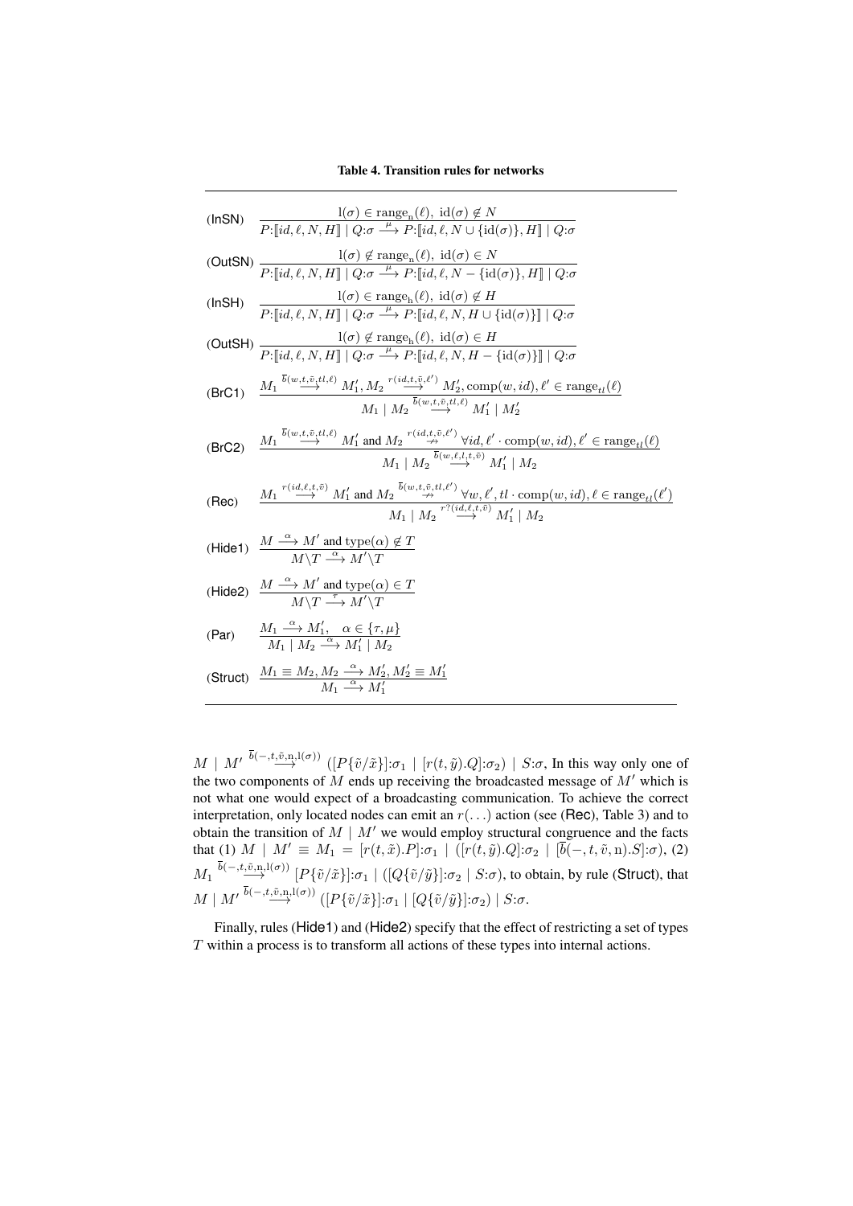**Table 4. Transition rules for networks**

$$\text{(InSN)}\quad \frac{\mathrm{l}(\sigma) \in \mathrm{range_n}(\ell),\ \mathrm{id}(\sigma) \notin N}{P{:}[\![id, \ell, N, H]\!] \mid Q{:}\sigma \xrightarrow{\mu} P{:}[\![id, \ell, N \cup \{\mathrm{id}(\sigma)\}, H]\!] \mid Q{:}\sigma}$$

$$\text{(OutSN)}\quad \frac{\mathrm{l}(\sigma) \notin \mathrm{range_n}(\ell),\ \mathrm{id}(\sigma) \in N}{P{:}[\![id, \ell, N, H]\!] \mid Q{:}\sigma \xrightarrow{\mu} P{:}[\![id, \ell, N - \{\mathrm{id}(\sigma)\}, H]\!] \mid Q{:}\sigma}$$

$$\text{(InSH)}\quad \frac{\mathrm{l}(\sigma) \in \mathrm{range_h}(\ell),\ \mathrm{id}(\sigma) \notin H}{P{:}[\![id, \ell, N, H]\!] \mid Q{:}\sigma \xrightarrow{\mu} P{:}[\![id, \ell, N, H \cup \{\mathrm{id}(\sigma)\}]\!] \mid Q{:}\sigma}$$

$$\text{(OutSH)}\quad \frac{\mathrm{l}(\sigma) \notin \mathrm{range_h}(\ell),\ \mathrm{id}(\sigma) \in H}{P{:}[\![id, \ell, N, H]\!] \mid Q{:}\sigma \xrightarrow{\mu} P{:}[\![id, \ell, N, H - \{\mathrm{id}(\sigma)\}]\!] \mid Q{:}\sigma}$$

$$\text{(BrC1)}\quad \frac{M_1 \xrightarrow{\overline{b}(w,t,\tilde{v},tl,\ell)} M_1',\ M_2 \xrightarrow{r(id,t,\tilde{v},\ell')} M_2',\ \mathrm{comp}(w, id), \ell' \in \mathrm{range}_{tl}(\ell)}{M_1 \mid M_2 \xrightarrow{\overline{b}(w,t,\tilde{v},tl,\ell)} M_1' \mid M_2'}$$

$$\text{(BrC2)}\quad \frac{M_1 \xrightarrow{\overline{b}(w,t,\tilde{v},tl,\ell)} M_1' \text{ and } M_2 \stackrel{r(id,t,\tilde{v},\ell')}{\not\rightarrow}\ \forall id, \ell' \cdot \mathrm{comp}(w, id), \ell' \in \mathrm{range}_{tl}(\ell)}{M_1 \mid M_2 \xrightarrow{\overline{b}(w,\ell,l,t,\tilde{v})} M_1' \mid M_2}$$

$$\text{(Rec)}\quad \frac{M_1 \xrightarrow{r(id,\ell,t,\tilde{v})} M_1' \text{ and } M_2 \stackrel{\overline{b}(w,t,\tilde{v},tl,\ell')}{\not\rightarrow}\ \forall w, \ell', tl \cdot \mathrm{comp}(w, id), \ell \in \mathrm{range}_{tl}(\ell')}{M_1 \mid M_2 \xrightarrow{r?(id,\ell,t,\tilde{v})} M_1' \mid M_2}$$

$$\text{(Hide1)}\quad \frac{M \xrightarrow{\alpha} M' \text{ and type}(\alpha) \notin T}{M \backslash T \xrightarrow{\alpha} M' \backslash T}$$

$$\text{(Hide2)}\quad \frac{M \xrightarrow{\alpha} M' \text{ and type}(\alpha) \in T}{M \backslash T \xrightarrow{\tau} M' \backslash T}$$

$$\text{(Par)}\quad \frac{M_1 \xrightarrow{\alpha} M_1',\quad \alpha \in \{\tau, \mu\}}{M_1 \mid M_2 \xrightarrow{\alpha} M_1' \mid M_2}$$

$$\text{(Struct)}\quad \frac{M_1 \equiv M_2, M_2 \xrightarrow{\alpha} M_2', M_2' \equiv M_1'}{M_1 \xrightarrow{\alpha} M_1'}$$

$M \mid M' \xrightarrow{\overline{b}(-,t,\tilde{v},\mathrm{n},\mathrm{l}(\sigma))} ([P\{\tilde{v}/\tilde{x}\}]{:}\sigma_1 \mid [r(t,\tilde{y}).Q]{:}\sigma_2) \mid S{:}\sigma$, In this way only one of the two components of $M$ ends up receiving the broadcasted message of $M'$ which is not what one would expect of a broadcasting communication. To achieve the correct interpretation, only located nodes can emit an $r(\ldots)$ action (see (Rec), Table 3) and to obtain the transition of $M \mid M'$ we would employ structural congruence and the facts that (1) $M \mid M' \equiv M_1 = [r(t,\tilde{x}).P]{:}\sigma_1 \mid ([r(t,\tilde{y}).Q]{:}\sigma_2 \mid [\overline{b}(-,t,\tilde{v},\mathrm{n}).S]{:}\sigma)$, (2) $M_1 \xrightarrow{\overline{b}(-,t,\tilde{v},\mathrm{n},\mathrm{l}(\sigma))} [P\{\tilde{v}/\tilde{x}\}]{:}\sigma_1 \mid ([Q\{\tilde{v}/\tilde{y}\}]{:}\sigma_2 \mid S{:}\sigma)$, to obtain, by rule (Struct), that $M \mid M' \xrightarrow{\overline{b}(-,t,\tilde{v},\mathrm{n},\mathrm{l}(\sigma))} ([P\{\tilde{v}/\tilde{x}\}]{:}\sigma_1 \mid [Q\{\tilde{v}/\tilde{y}\}]{:}\sigma_2) \mid S{:}\sigma$.

Finally, rules (Hide1) and (Hide2) specify that the effect of restricting a set of types $T$ within a process is to transform all actions of these types into internal actions.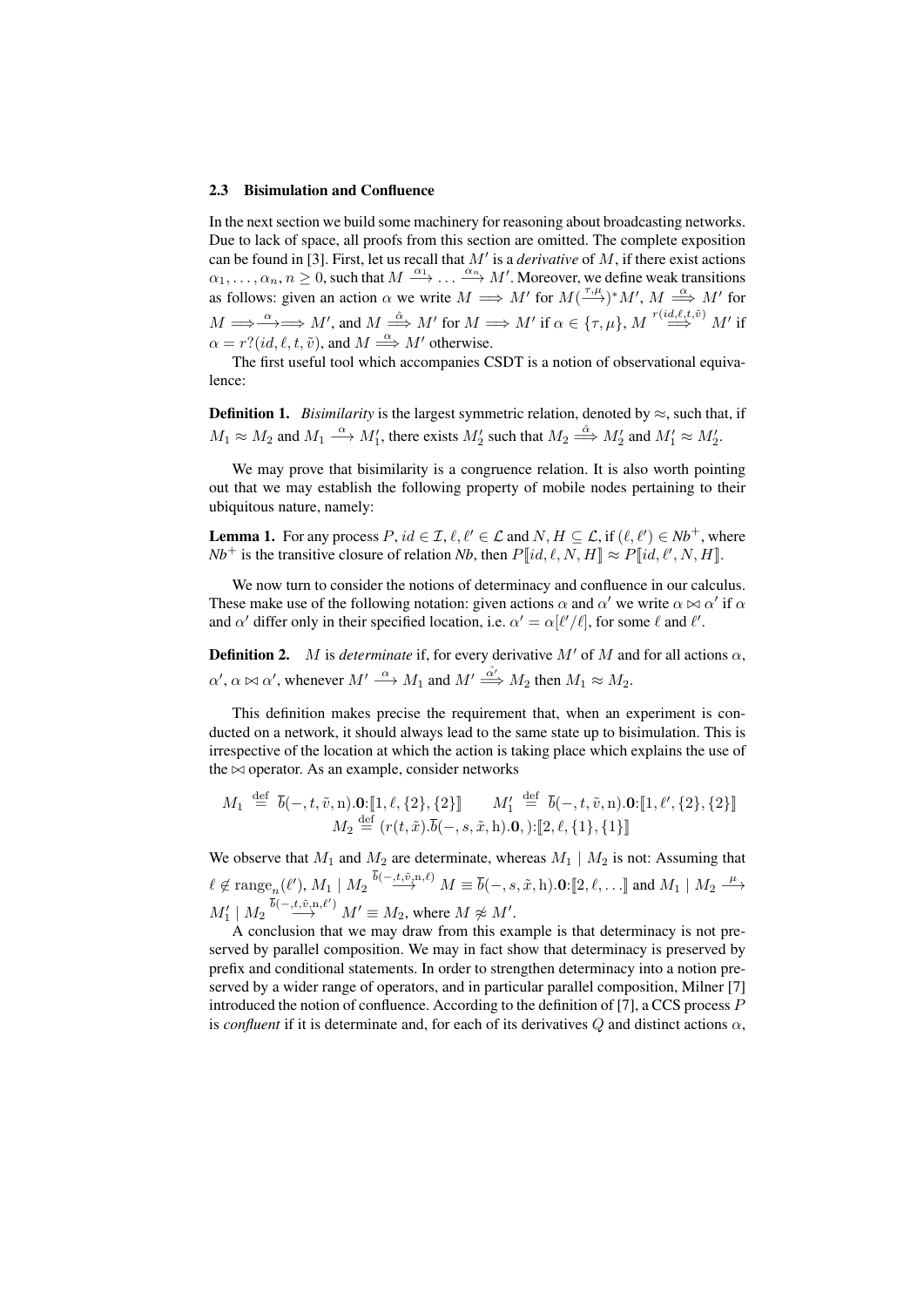### 2.3 Bisimulation and Confluence

In the next section we build some machinery for reasoning about broadcasting networks. Due to lack of space, all proofs from this section are omitted. The complete exposition can be found in [3]. First, let us recall that $M'$ is a *derivative* of $M$, if there exist actions $\alpha_1, \ldots, \alpha_n, n \geq 0$, such that $M \xrightarrow{\alpha_1} \ldots \xrightarrow{\alpha_n} M'$. Moreover, we define weak transitions as follows: given an action $\alpha$ we write $M \Longrightarrow M'$ for $M(\xrightarrow{\tau,\mu})^* M'$, $M \stackrel{\alpha}{\Longrightarrow} M'$ for $M \Longrightarrow\xrightarrow{\alpha}\Longrightarrow M'$, and $M \stackrel{\hat{\alpha}}{\Longrightarrow} M'$ for $M \Longrightarrow M'$ if $\alpha \in \{\tau, \mu\}$, $M \stackrel{r(id,\ell,t,\tilde{v})}{\Longrightarrow} M'$ if $\alpha = r?(id, \ell, t, \tilde{v})$, and $M \stackrel{\alpha}{\Longrightarrow} M'$ otherwise.

The first useful tool which accompanies CSDT is a notion of observational equivalence:

**Definition 1.** *Bisimilarity* is the largest symmetric relation, denoted by $\approx$, such that, if $M_1 \approx M_2$ and $M_1 \xrightarrow{\alpha} M_1'$, there exists $M_2'$ such that $M_2 \stackrel{\hat{\alpha}}{\Longrightarrow} M_2'$ and $M_1' \approx M_2'$.

We may prove that bisimilarity is a congruence relation. It is also worth pointing out that we may establish the following property of mobile nodes pertaining to their ubiquitous nature, namely:

**Lemma 1.** For any process $P$, $id \in \mathcal{I}$, $\ell, \ell' \in \mathcal{L}$ and $N, H \subseteq \mathcal{L}$, if $(\ell, \ell') \in Nb^+$, where $Nb^+$ is the transitive closure of relation *Nb*, then $P[\![id, \ell, N, H]\!] \approx P[\![id, \ell', N, H]\!]$.

We now turn to consider the notions of determinacy and confluence in our calculus. These make use of the following notation: given actions $\alpha$ and $\alpha'$ we write $\alpha \bowtie \alpha'$ if $\alpha$ and $\alpha'$ differ only in their specified location, i.e. $\alpha' = \alpha[\ell'/\ell]$, for some $\ell$ and $\ell'$.

**Definition 2.** $M$ is *determinate* if, for every derivative $M'$ of $M$ and for all actions $\alpha$, $\alpha'$, $\alpha \bowtie \alpha'$, whenever $M' \xrightarrow{\alpha} M_1$ and $M' \stackrel{\hat{\alpha'}}{\Longrightarrow} M_2$ then $M_1 \approx M_2$.

This definition makes precise the requirement that, when an experiment is conducted on a network, it should always lead to the same state up to bisimulation. This is irrespective of the location at which the action is taking place which explains the use of the $\bowtie$ operator. As an example, consider networks

$$M_1 \stackrel{\text{def}}{=} \overline{b}(-, t, \tilde{v}, \mathrm{n}).\mathbf{0}{:}[\![1, \ell, \{2\}, \{2\}]\!] \qquad M_1' \stackrel{\text{def}}{=} \overline{b}(-, t, \tilde{v}, \mathrm{n}).\mathbf{0}{:}[\![1, \ell', \{2\}, \{2\}]\!]$$
$$M_2 \stackrel{\text{def}}{=} (r(t, \tilde{x}).\overline{b}(-, s, \tilde{x}, \mathrm{h}).\mathbf{0}, ){:}[\![2, \ell, \{1\}, \{1\}]\!]$$

We observe that $M_1$ and $M_2$ are determinate, whereas $M_1 \mid M_2$ is not: Assuming that $\ell \notin \mathrm{range}_n(\ell')$, $M_1 \mid M_2 \xrightarrow{\overline{b}(-,t,\tilde{v},\mathrm{n},\ell)} M \equiv \overline{b}(-, s, \tilde{x}, \mathrm{h}).\mathbf{0}{:}[\![2, \ell, \ldots]\!]$ and $M_1 \mid M_2 \xrightarrow{\mu} M_1' \mid M_2 \xrightarrow{\overline{b}(-,t,\tilde{v},\mathrm{n},\ell')} M' \equiv M_2$, where $M \not\approx M'$.

A conclusion that we may draw from this example is that determinacy is not preserved by parallel composition. We may in fact show that determinacy is preserved by prefix and conditional statements. In order to strengthen determinacy into a notion preserved by a wider range of operators, and in particular parallel composition, Milner [7] introduced the notion of confluence. According to the definition of [7], a CCS process $P$ is *confluent* if it is determinate and, for each of its derivatives $Q$ and distinct actions $\alpha$,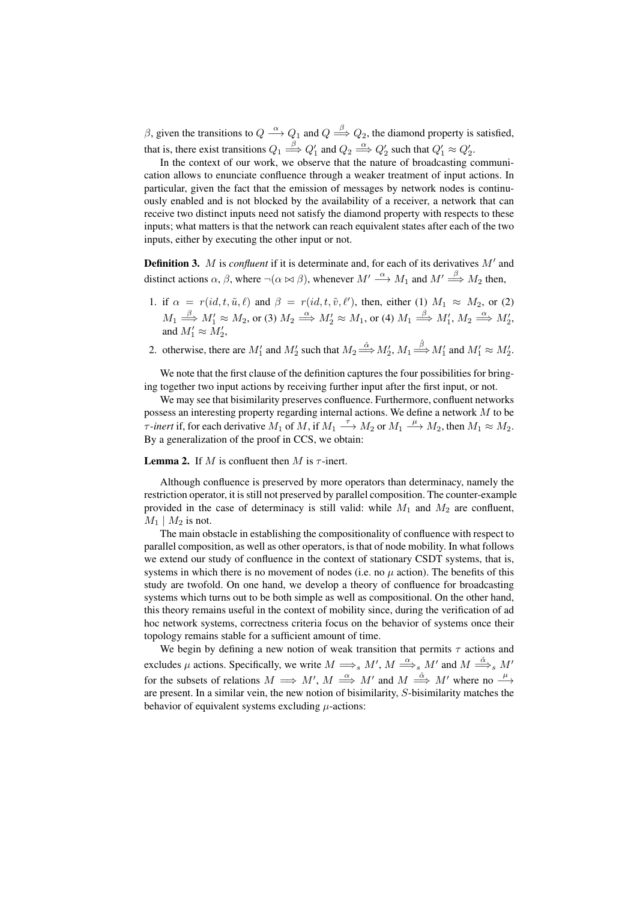$\beta$, given the transitions to $Q \xrightarrow{\alpha} Q_1$ and $Q \stackrel{\beta}{\Longrightarrow} Q_2$, the diamond property is satisfied, that is, there exist transitions $Q_1 \stackrel{\beta}{\Longrightarrow} Q_1'$ and $Q_2 \stackrel{\alpha}{\Longrightarrow} Q_2'$ such that $Q_1' \approx Q_2'$.

In the context of our work, we observe that the nature of broadcasting communication allows to enunciate confluence through a weaker treatment of input actions. In particular, given the fact that the emission of messages by network nodes is continuously enabled and is not blocked by the availability of a receiver, a network that can receive two distinct inputs need not satisfy the diamond property with respects to these inputs; what matters is that the network can reach equivalent states after each of the two inputs, either by executing the other input or not.

**Definition 3.** $M$ is *confluent* if it is determinate and, for each of its derivatives $M'$ and distinct actions $\alpha$, $\beta$, where $\neg(\alpha \bowtie \beta)$, whenever $M' \xrightarrow{\alpha} M_1$ and $M' \stackrel{\beta}{\Longrightarrow} M_2$ then,

1. if $\alpha = r(id, t, \tilde{u}, \ell)$ and $\beta = r(id, t, \tilde{v}, \ell')$, then, either (1) $M_1 \approx M_2$, or (2) $M_1 \stackrel{\beta}{\Longrightarrow} M_1' \approx M_2$, or (3) $M_2 \stackrel{\alpha}{\Longrightarrow} M_2' \approx M_1$, or (4) $M_1 \stackrel{\beta}{\Longrightarrow} M_1'$, $M_2 \stackrel{\alpha}{\Longrightarrow} M_2'$, and $M_1' \approx M_2'$,
2. otherwise, there are $M_1'$ and $M_2'$ such that $M_2 \stackrel{\hat{\alpha}}{\Longrightarrow} M_2'$, $M_1 \stackrel{\hat{\beta}}{\Longrightarrow} M_1'$ and $M_1' \approx M_2'$.

We note that the first clause of the definition captures the four possibilities for bringing together two input actions by receiving further input after the first input, or not.

We may see that bisimilarity preserves confluence. Furthermore, confluent networks possess an interesting property regarding internal actions. We define a network $M$ to be $\tau$*-inert* if, for each derivative $M_1$ of $M$, if $M_1 \xrightarrow{\tau} M_2$ or $M_1 \xrightarrow{\mu} M_2$, then $M_1 \approx M_2$. By a generalization of the proof in CCS, we obtain:

**Lemma 2.** If $M$ is confluent then $M$ is $\tau$-inert.

Although confluence is preserved by more operators than determinacy, namely the restriction operator, it is still not preserved by parallel composition. The counter-example provided in the case of determinacy is still valid: while $M_1$ and $M_2$ are confluent, $M_1 \mid M_2$ is not.

The main obstacle in establishing the compositionality of confluence with respect to parallel composition, as well as other operators, is that of node mobility. In what follows we extend our study of confluence in the context of stationary CSDT systems, that is, systems in which there is no movement of nodes (i.e. no $\mu$ action). The benefits of this study are twofold. On one hand, we develop a theory of confluence for broadcasting systems which turns out to be both simple as well as compositional. On the other hand, this theory remains useful in the context of mobility since, during the verification of ad hoc network systems, correctness criteria focus on the behavior of systems once their topology remains stable for a sufficient amount of time.

We begin by defining a new notion of weak transition that permits $\tau$ actions and excludes $\mu$ actions. Specifically, we write $M \Longrightarrow_s M'$, $M \stackrel{\alpha}{\Longrightarrow}_s M'$ and $M \stackrel{\hat{\alpha}}{\Longrightarrow}_s M'$ for the subsets of relations $M \Longrightarrow M'$, $M \stackrel{\alpha}{\Longrightarrow} M'$ and $M \stackrel{\hat{\alpha}}{\Longrightarrow} M'$ where no $\xrightarrow{\mu}$ are present. In a similar vein, the new notion of bisimilarity, $S$-bisimilarity matches the behavior of equivalent systems excluding $\mu$-actions: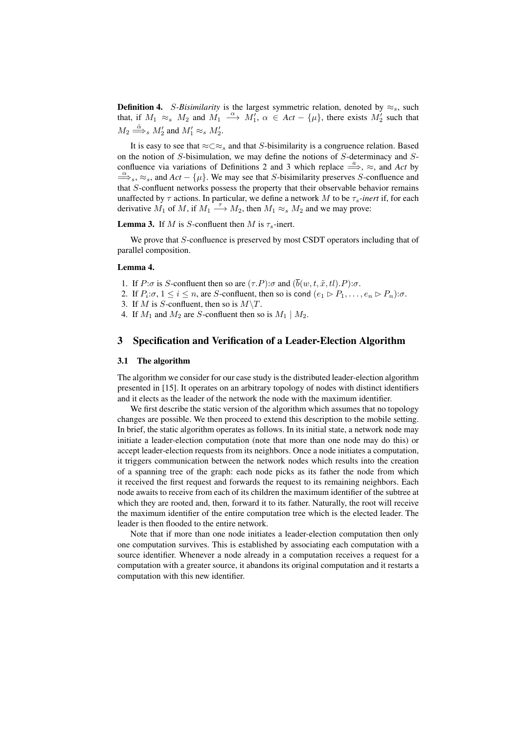**Definition 4.** *S-Bisimilarity* is the largest symmetric relation, denoted by $\approx_s$, such that, if $M_1 \approx_s M_2$ and $M_1 \stackrel{\alpha}{\longrightarrow} M_1'$, $\alpha \in \mathit{Act} - \{\mu\}$, there exists $M_2'$ such that $M_2 \stackrel{\hat{\alpha}}{\Longrightarrow}_s M_2'$ and $M_1' \approx_s M_2'$.

It is easy to see that $\approx \subset \approx_s$ and that $S$-bisimilarity is a congruence relation. Based on the notion of $S$-bisimulation, we may define the notions of $S$-determinacy and $S$-confluence via variations of Definitions 2 and 3 which replace $\stackrel{a}{\Longrightarrow}$, $\approx$, and $\mathit{Act}$ by $\stackrel{\alpha}{\Longrightarrow}_s$, $\approx_s$, and $\mathit{Act} - \{\mu\}$. We may see that $S$-bisimilarity preserves $S$-confluence and that $S$-confluent networks possess the property that their observable behavior remains unaffected by $\tau$ actions. In particular, we define a network $M$ to be $\tau_s$*-inert* if, for each derivative $M_1$ of $M$, if $M_1 \stackrel{\tau}{\longrightarrow} M_2$, then $M_1 \approx_s M_2$ and we may prove:

**Lemma 3.** If $M$ is $S$-confluent then $M$ is $\tau_s$-inert.

We prove that $S$-confluence is preserved by most CSDT operators including that of parallel composition.

**Lemma 4.**

1. If $P{:}\sigma$ is $S$-confluent then so are $(\tau.P){:}\sigma$ and $(\overline{b}(w, t, \tilde{x}, tl).P){:}\sigma$.
2. If $P_i{:}\sigma$, $1 \leq i \leq n$, are $S$-confluent, then so is $\mathsf{cond}\ (e_1 \rhd P_1, \ldots, e_n \rhd P_n){:}\sigma$.
3. If $M$ is $S$-confluent, then so is $M \backslash T$.
4. If $M_1$ and $M_2$ are $S$-confluent then so is $M_1 \mid M_2$.

## 3 Specification and Verification of a Leader-Election Algorithm

### 3.1 The algorithm

The algorithm we consider for our case study is the distributed leader-election algorithm presented in [15]. It operates on an arbitrary topology of nodes with distinct identifiers and it elects as the leader of the network the node with the maximum identifier.

We first describe the static version of the algorithm which assumes that no topology changes are possible. We then proceed to extend this description to the mobile setting. In brief, the static algorithm operates as follows. In its initial state, a network node may initiate a leader-election computation (note that more than one node may do this) or accept leader-election requests from its neighbors. Once a node initiates a computation, it triggers communication between the network nodes which results into the creation of a spanning tree of the graph: each node picks as its father the node from which it received the first request and forwards the request to its remaining neighbors. Each node awaits to receive from each of its children the maximum identifier of the subtree at which they are rooted and, then, forward it to its father. Naturally, the root will receive the maximum identifier of the entire computation tree which is the elected leader. The leader is then flooded to the entire network.

Note that if more than one node initiates a leader-election computation then only one computation survives. This is established by associating each computation with a source identifier. Whenever a node already in a computation receives a request for a computation with a greater source, it abandons its original computation and it restarts a computation with this new identifier.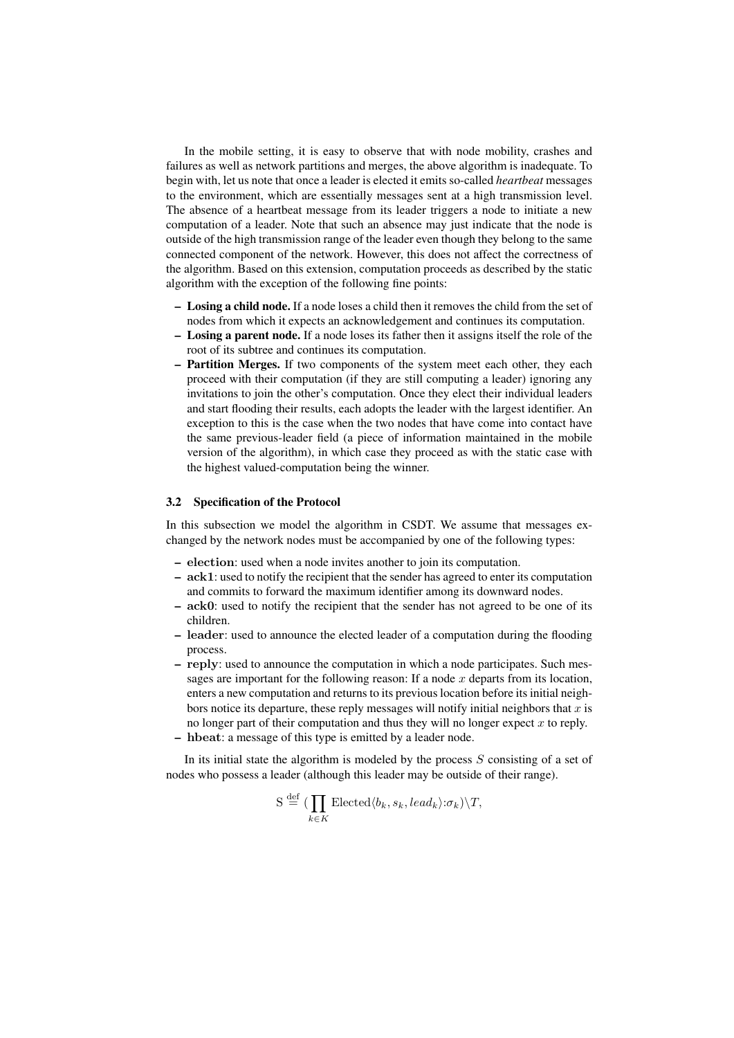In the mobile setting, it is easy to observe that with node mobility, crashes and failures as well as network partitions and merges, the above algorithm is inadequate. To begin with, let us note that once a leader is elected it emits so-called *heartbeat* messages to the environment, which are essentially messages sent at a high transmission level. The absence of a heartbeat message from its leader triggers a node to initiate a new computation of a leader. Note that such an absence may just indicate that the node is outside of the high transmission range of the leader even though they belong to the same connected component of the network. However, this does not affect the correctness of the algorithm. Based on this extension, computation proceeds as described by the static algorithm with the exception of the following fine points:

- **Losing a child node.** If a node loses a child then it removes the child from the set of nodes from which it expects an acknowledgement and continues its computation.
- **Losing a parent node.** If a node loses its father then it assigns itself the role of the root of its subtree and continues its computation.
- **Partition Merges.** If two components of the system meet each other, they each proceed with their computation (if they are still computing a leader) ignoring any invitations to join the other's computation. Once they elect their individual leaders and start flooding their results, each adopts the leader with the largest identifier. An exception to this is the case when the two nodes that have come into contact have the same previous-leader field (a piece of information maintained in the mobile version of the algorithm), in which case they proceed as with the static case with the highest valued-computation being the winner.

### 3.2 Specification of the Protocol

In this subsection we model the algorithm in CSDT. We assume that messages exchanged by the network nodes must be accompanied by one of the following types:

- **election**: used when a node invites another to join its computation.
- **ack1**: used to notify the recipient that the sender has agreed to enter its computation and commits to forward the maximum identifier among its downward nodes.
- **ack0**: used to notify the recipient that the sender has not agreed to be one of its children.
- **leader**: used to announce the elected leader of a computation during the flooding process.
- **reply**: used to announce the computation in which a node participates. Such messages are important for the following reason: If a node $x$ departs from its location, enters a new computation and returns to its previous location before its initial neighbors notice its departure, these reply messages will notify initial neighbors that $x$ is no longer part of their computation and thus they will no longer expect $x$ to reply.
- **hbeat**: a message of this type is emitted by a leader node.

In its initial state the algorithm is modeled by the process $S$ consisting of a set of nodes who possess a leader (although this leader may be outside of their range).

$$\mathrm{S} \stackrel{\mathrm{def}}{=} (\prod_{k \in K} \mathrm{Elected}\langle b_k, s_k, lead_k\rangle{:}\sigma_k)\backslash T,$$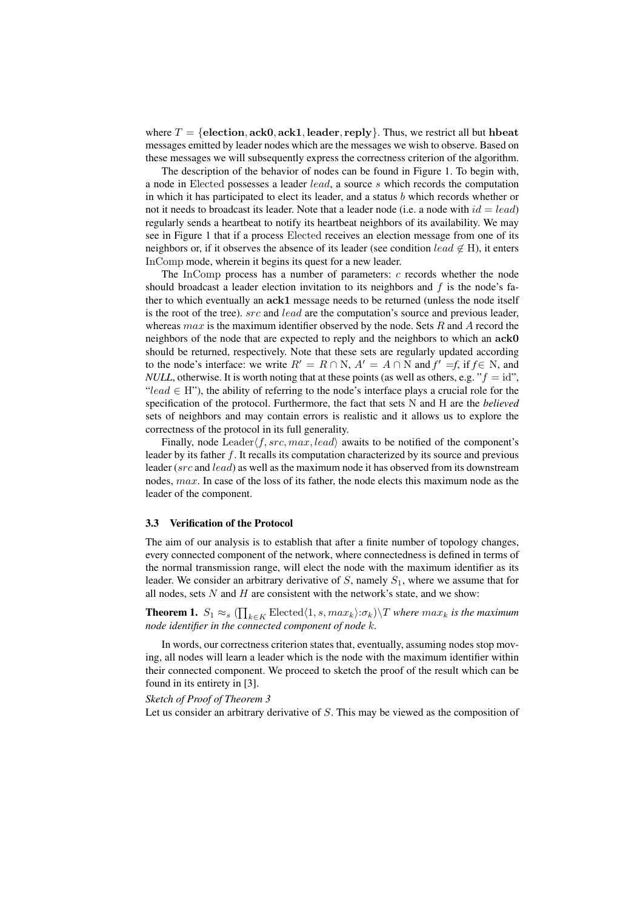where $T = \{\mathbf{election}, \mathbf{ack0}, \mathbf{ack1}, \mathbf{leader}, \mathbf{reply}\}$. Thus, we restrict all but **hbeat** messages emitted by leader nodes which are the messages we wish to observe. Based on these messages we will subsequently express the correctness criterion of the algorithm.

The description of the behavior of nodes can be found in Figure 1. To begin with, a node in $\mathrm{Elected}$ possesses a leader $lead$, a source $s$ which records the computation in which it has participated to elect its leader, and a status $b$ which records whether or not it needs to broadcast its leader. Note that a leader node (i.e. a node with $id = lead$) regularly sends a heartbeat to notify its heartbeat neighbors of its availability. We may see in Figure 1 that if a process $\mathrm{Elected}$ receives an election message from one of its neighbors or, if it observes the absence of its leader (see condition $lead \notin \mathrm{H}$), it enters $\mathrm{InComp}$ mode, wherein it begins its quest for a new leader.

The $\mathrm{InComp}$ process has a number of parameters: $c$ records whether the node should broadcast a leader election invitation to its neighbors and $f$ is the node's father to which eventually an **ack1** message needs to be returned (unless the node itself is the root of the tree). $src$ and $lead$ are the computation's source and previous leader, whereas $max$ is the maximum identifier observed by the node. Sets $R$ and $A$ record the neighbors of the node that are expected to reply and the neighbors to which an **ack0** should be returned, respectively. Note that these sets are regularly updated according to the node's interface: we write $R' = R \cap \mathrm{N}$, $A' = A \cap \mathrm{N}$ and $f' = f$, if $f \in \mathrm{N}$, and *NULL*, otherwise. It is worth noting that at these points (as well as others, e.g. "$f = \mathrm{id}$", "$lead \in \mathrm{H}$"), the ability of referring to the node's interface plays a crucial role for the specification of the protocol. Furthermore, the fact that sets $\mathrm{N}$ and $\mathrm{H}$ are the *believed* sets of neighbors and may contain errors is realistic and it allows us to explore the correctness of the protocol in its full generality.

Finally, node $\mathrm{Leader}\langle f, src, max, lead\rangle$ awaits to be notified of the component's leader by its father $f$. It recalls its computation characterized by its source and previous leader ($src$ and $lead$) as well as the maximum node it has observed from its downstream nodes, $max$. In case of the loss of its father, the node elects this maximum node as the leader of the component.

### 3.3 Verification of the Protocol

The aim of our analysis is to establish that after a finite number of topology changes, every connected component of the network, where connectedness is defined in terms of the normal transmission range, will elect the node with the maximum identifier as its leader. We consider an arbitrary derivative of $S$, namely $S_1$, where we assume that for all nodes, sets $N$ and $H$ are consistent with the network's state, and we show:

**Theorem 1.** $S_1 \approx_s (\prod_{k\in K} \mathrm{Elected}\langle 1, s, max_k\rangle{:}\sigma_k)\backslash T$ *where $max_k$ is the maximum node identifier in the connected component of node $k$.*

In words, our correctness criterion states that, eventually, assuming nodes stop moving, all nodes will learn a leader which is the node with the maximum identifier within their connected component. We proceed to sketch the proof of the result which can be found in its entirety in [3].

*Sketch of Proof of Theorem 3*
Let us consider an arbitrary derivative of $S$. This may be viewed as the composition of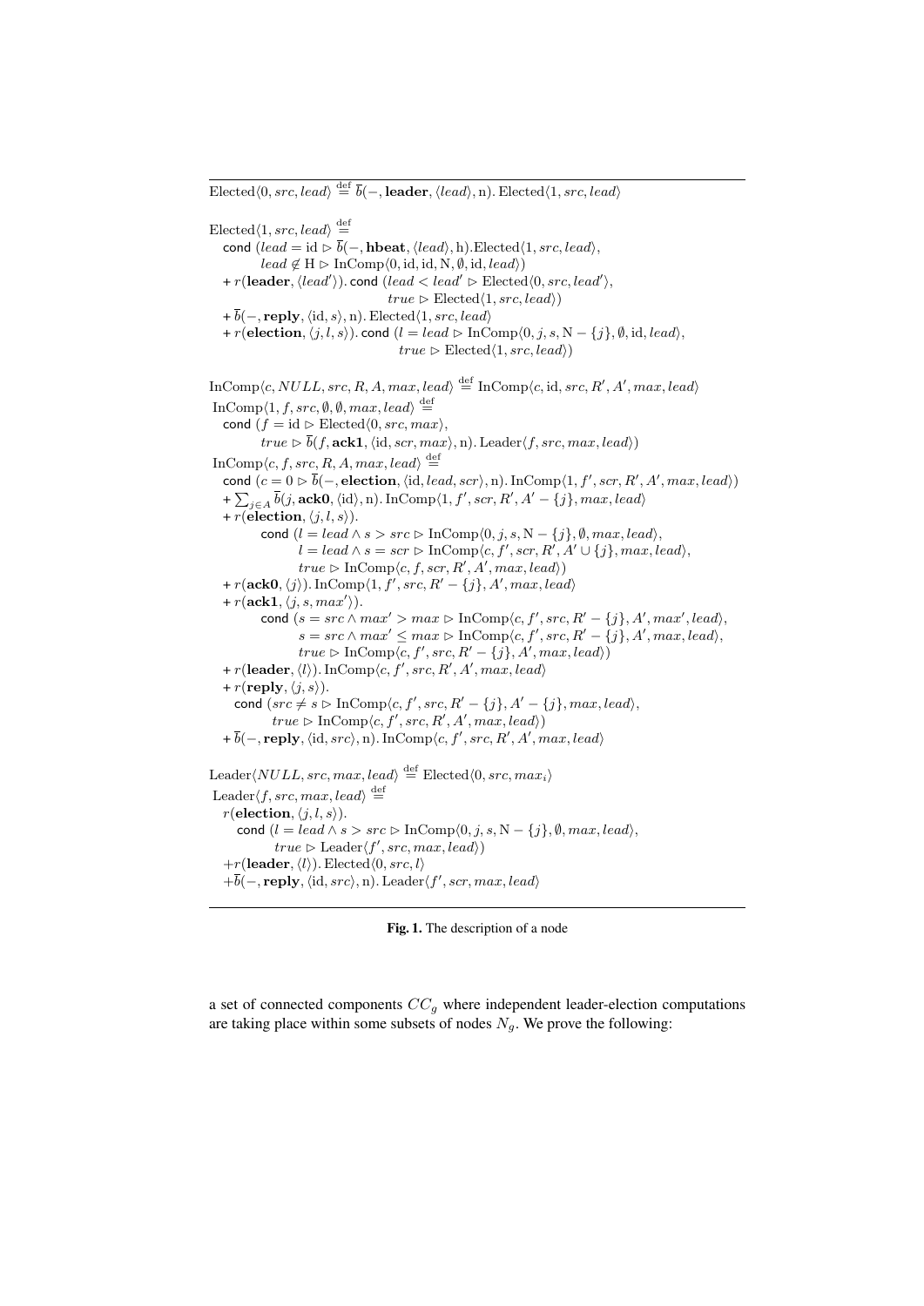$$\mathrm{Elected}\langle 0, src, lead\rangle \stackrel{\mathrm{def}}{=} \overline{b}(-, \mathbf{leader}, \langle lead\rangle, \mathrm{n}).\, \mathrm{Elected}\langle 1, src, lead\rangle$$

$$\begin{array}{l}
\mathrm{Elected}\langle 1, src, lead\rangle \stackrel{\mathrm{def}}{=} \\
\quad \mathsf{cond}\ (lead = \mathrm{id} \rhd \overline{b}(-, \mathbf{hbeat}, \langle lead\rangle, \mathrm{h}).\mathrm{Elected}\langle 1, src, lead\rangle, \\
\qquad\quad lead \notin \mathrm{H} \rhd \mathrm{InComp}\langle 0, \mathrm{id}, \mathrm{id}, \mathrm{N}, \emptyset, \mathrm{id}, lead\rangle) \\
\quad + r(\mathbf{leader}, \langle lead'\rangle).\ \mathsf{cond}\ (lead < lead' \rhd \mathrm{Elected}\langle 0, src, lead'\rangle, \\
\qquad\qquad\qquad\qquad\qquad\qquad\ \ true \rhd \mathrm{Elected}\langle 1, src, lead\rangle) \\
\quad + \overline{b}(-, \mathbf{reply}, \langle \mathrm{id}, s\rangle, \mathrm{n}).\, \mathrm{Elected}\langle 1, src, lead\rangle \\
\quad + r(\mathbf{election}, \langle j, l, s\rangle).\ \mathsf{cond}\ (l = lead \rhd \mathrm{InComp}\langle 0, j, s, \mathrm{N} - \{j\}, \emptyset, \mathrm{id}, lead\rangle, \\
\qquad\qquad\qquad\qquad\qquad\qquad\qquad\quad true \rhd \mathrm{Elected}\langle 1, src, lead\rangle)
\end{array}$$

$$\begin{array}{l}
\mathrm{InComp}\langle c, NULL, src, R, A, max, lead\rangle \stackrel{\mathrm{def}}{=} \mathrm{InComp}\langle c, \mathrm{id}, src, R', A', max, lead\rangle \\
\mathrm{InComp}\langle 1, f, src, \emptyset, \emptyset, max, lead\rangle \stackrel{\mathrm{def}}{=} \\
\quad \mathsf{cond}\ (f = \mathrm{id} \rhd \mathrm{Elected}\langle 0, src, max\rangle, \\
\qquad\quad true \rhd \overline{b}(f, \mathbf{ack1}, \langle \mathrm{id}, scr, max\rangle, \mathrm{n}).\, \mathrm{Leader}\langle f, src, max, lead\rangle) \\
\mathrm{InComp}\langle c, f, src, R, A, max, lead\rangle \stackrel{\mathrm{def}}{=} \\
\quad \mathsf{cond}\ (c = 0 \rhd \overline{b}(-, \mathbf{election}, \langle \mathrm{id}, lead, scr\rangle, \mathrm{n}).\, \mathrm{InComp}\langle 1, f', scr, R', A', max, lead\rangle) \\
\quad + \sum_{j \in A} \overline{b}(j, \mathbf{ack0}, \langle \mathrm{id}\rangle, \mathrm{n}).\, \mathrm{InComp}\langle 1, f', scr, R', A' - \{j\}, max, lead\rangle \\
\quad + r(\mathbf{election}, \langle j, l, s\rangle). \\
\qquad\quad \mathsf{cond}\ (l = lead \wedge s > src \rhd \mathrm{InComp}\langle 0, j, s, \mathrm{N} - \{j\}, \emptyset, max, lead\rangle, \\
\qquad\qquad\quad l = lead \wedge s = scr \rhd \mathrm{InComp}\langle c, f', scr, R', A' \cup \{j\}, max, lead\rangle, \\
\qquad\qquad\quad true \rhd \mathrm{InComp}\langle c, f, scr, R', A', max, lead\rangle) \\
\quad + r(\mathbf{ack0}, \langle j\rangle).\, \mathrm{InComp}\langle 1, f', src, R' - \{j\}, A', max, lead\rangle \\
\quad + r(\mathbf{ack1}, \langle j, s, max'\rangle). \\
\qquad\quad \mathsf{cond}\ (s = src \wedge max' > max \rhd \mathrm{InComp}\langle c, f', src, R' - \{j\}, A', max', lead\rangle, \\
\qquad\qquad\quad s = src \wedge max' \leq max \rhd \mathrm{InComp}\langle c, f', src, R' - \{j\}, A', max, lead\rangle, \\
\qquad\qquad\quad true \rhd \mathrm{InComp}\langle c, f', src, R' - \{j\}, A', max, lead\rangle) \\
\quad + r(\mathbf{leader}, \langle l\rangle).\, \mathrm{InComp}\langle c, f', src, R', A', max, lead\rangle \\
\quad + r(\mathbf{reply}, \langle j, s\rangle). \\
\qquad \mathsf{cond}\ (src \neq s \rhd \mathrm{InComp}\langle c, f', src, R' - \{j\}, A' - \{j\}, max, lead\rangle, \\
\qquad\qquad true \rhd \mathrm{InComp}\langle c, f', src, R', A', max, lead\rangle) \\
\quad + \overline{b}(-, \mathbf{reply}, \langle \mathrm{id}, src\rangle, \mathrm{n}).\, \mathrm{InComp}\langle c, f', src, R', A', max, lead\rangle
\end{array}$$

$$\begin{array}{l}
\mathrm{Leader}\langle NULL, src, max, lead\rangle \stackrel{\mathrm{def}}{=} \mathrm{Elected}\langle 0, src, max_i\rangle \\
\mathrm{Leader}\langle f, src, max, lead\rangle \stackrel{\mathrm{def}}{=} \\
\quad r(\mathbf{election}, \langle j, l, s\rangle). \\
\qquad \mathsf{cond}\ (l = lead \wedge s > src \rhd \mathrm{InComp}\langle 0, j, s, \mathrm{N} - \{j\}, \emptyset, max, lead\rangle, \\
\qquad\qquad true \rhd \mathrm{Leader}\langle f', src, max, lead\rangle) \\
\quad + r(\mathbf{leader}, \langle l\rangle).\, \mathrm{Elected}\langle 0, src, l\rangle \\
\quad + \overline{b}(-, \mathbf{reply}, \langle \mathrm{id}, src\rangle, \mathrm{n}).\, \mathrm{Leader}\langle f', scr, max, lead\rangle
\end{array}$$

**Fig. 1.** The description of a node

a set of connected components $CC_g$ where independent leader-election computations are taking place within some subsets of nodes $N_g$. We prove the following: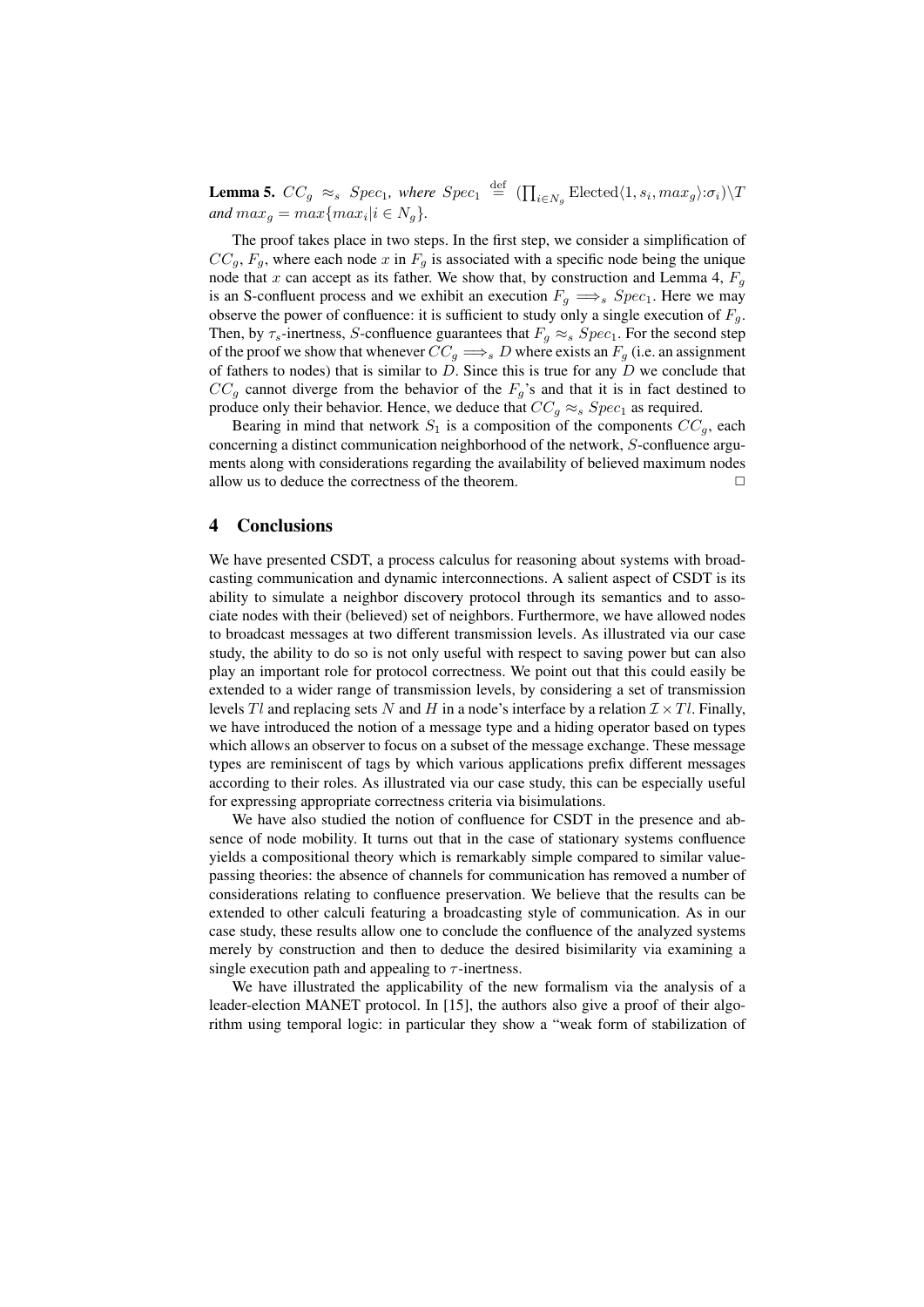**Lemma 5.** *$CC_g \approx_s Spec_1$, where $Spec_1 \stackrel{\text{def}}{=} (\prod_{i \in N_g} \text{Elected}\langle 1, s_i, max_g\rangle{:}\sigma_i)\backslash T$ and $max_g = max\{max_i | i \in N_g\}$.*

The proof takes place in two steps. In the first step, we consider a simplification of $CC_g$, $F_g$, where each node $x$ in $F_g$ is associated with a specific node being the unique node that $x$ can accept as its father. We show that, by construction and Lemma 4, $F_g$ is an S-confluent process and we exhibit an execution $F_g \Longrightarrow_s Spec_1$. Here we may observe the power of confluence: it is sufficient to study only a single execution of $F_g$. Then, by $\tau_s$-inertness, $S$-confluence guarantees that $F_g \approx_s Spec_1$. For the second step of the proof we show that whenever $CC_g \Longrightarrow_s D$ where exists an $F_g$ (i.e. an assignment of fathers to nodes) that is similar to $D$. Since this is true for any $D$ we conclude that $CC_g$ cannot diverge from the behavior of the $F_g$'s and that it is in fact destined to produce only their behavior. Hence, we deduce that $CC_g \approx_s Spec_1$ as required.

Bearing in mind that network $S_1$ is a composition of the components $CC_g$, each concerning a distinct communication neighborhood of the network, $S$-confluence arguments along with considerations regarding the availability of believed maximum nodes allow us to deduce the correctness of the theorem. □

## 4 Conclusions

We have presented CSDT, a process calculus for reasoning about systems with broadcasting communication and dynamic interconnections. A salient aspect of CSDT is its ability to simulate a neighbor discovery protocol through its semantics and to associate nodes with their (believed) set of neighbors. Furthermore, we have allowed nodes to broadcast messages at two different transmission levels. As illustrated via our case study, the ability to do so is not only useful with respect to saving power but can also play an important role for protocol correctness. We point out that this could easily be extended to a wider range of transmission levels, by considering a set of transmission levels $Tl$ and replacing sets $N$ and $H$ in a node's interface by a relation $\mathcal{I} \times Tl$. Finally, we have introduced the notion of a message type and a hiding operator based on types which allows an observer to focus on a subset of the message exchange. These message types are reminiscent of tags by which various applications prefix different messages according to their roles. As illustrated via our case study, this can be especially useful for expressing appropriate correctness criteria via bisimulations.

We have also studied the notion of confluence for CSDT in the presence and absence of node mobility. It turns out that in the case of stationary systems confluence yields a compositional theory which is remarkably simple compared to similar value-passing theories: the absence of channels for communication has removed a number of considerations relating to confluence preservation. We believe that the results can be extended to other calculi featuring a broadcasting style of communication. As in our case study, these results allow one to conclude the confluence of the analyzed systems merely by construction and then to deduce the desired bisimilarity via examining a single execution path and appealing to $\tau$-inertness.

We have illustrated the applicability of the new formalism via the analysis of a leader-election MANET protocol. In [15], the authors also give a proof of their algorithm using temporal logic: in particular they show a "weak form of stabilization of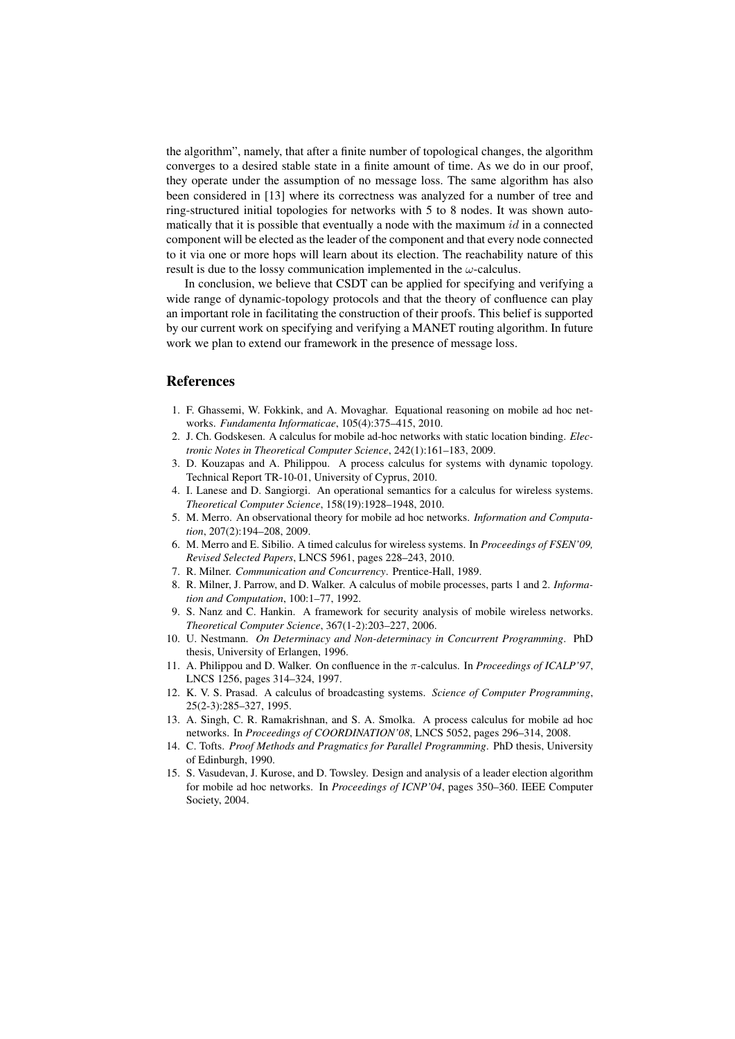the algorithm", namely, that after a finite number of topological changes, the algorithm converges to a desired stable state in a finite amount of time. As we do in our proof, they operate under the assumption of no message loss. The same algorithm has also been considered in [13] where its correctness was analyzed for a number of tree and ring-structured initial topologies for networks with 5 to 8 nodes. It was shown automatically that it is possible that eventually a node with the maximum $id$ in a connected component will be elected as the leader of the component and that every node connected to it via one or more hops will learn about its election. The reachability nature of this result is due to the lossy communication implemented in the $\omega$-calculus.

In conclusion, we believe that CSDT can be applied for specifying and verifying a wide range of dynamic-topology protocols and that the theory of confluence can play an important role in facilitating the construction of their proofs. This belief is supported by our current work on specifying and verifying a MANET routing algorithm. In future work we plan to extend our framework in the presence of message loss.

## References

1. F. Ghassemi, W. Fokkink, and A. Movaghar. Equational reasoning on mobile ad hoc networks. *Fundamenta Informaticae*, 105(4):375–415, 2010.
2. J. Ch. Godskesen. A calculus for mobile ad-hoc networks with static location binding. *Electronic Notes in Theoretical Computer Science*, 242(1):161–183, 2009.
3. D. Kouzapas and A. Philippou. A process calculus for systems with dynamic topology. Technical Report TR-10-01, University of Cyprus, 2010.
4. I. Lanese and D. Sangiorgi. An operational semantics for a calculus for wireless systems. *Theoretical Computer Science*, 158(19):1928–1948, 2010.
5. M. Merro. An observational theory for mobile ad hoc networks. *Information and Computation*, 207(2):194–208, 2009.
6. M. Merro and E. Sibilio. A timed calculus for wireless systems. In *Proceedings of FSEN'09, Revised Selected Papers*, LNCS 5961, pages 228–243, 2010.
7. R. Milner. *Communication and Concurrency*. Prentice-Hall, 1989.
8. R. Milner, J. Parrow, and D. Walker. A calculus of mobile processes, parts 1 and 2. *Information and Computation*, 100:1–77, 1992.
9. S. Nanz and C. Hankin. A framework for security analysis of mobile wireless networks. *Theoretical Computer Science*, 367(1-2):203–227, 2006.
10. U. Nestmann. *On Determinacy and Non-determinacy in Concurrent Programming*. PhD thesis, University of Erlangen, 1996.
11. A. Philippou and D. Walker. On confluence in the $\pi$-calculus. In *Proceedings of ICALP'97*, LNCS 1256, pages 314–324, 1997.
12. K. V. S. Prasad. A calculus of broadcasting systems. *Science of Computer Programming*, 25(2-3):285–327, 1995.
13. A. Singh, C. R. Ramakrishnan, and S. A. Smolka. A process calculus for mobile ad hoc networks. In *Proceedings of COORDINATION'08*, LNCS 5052, pages 296–314, 2008.
14. C. Tofts. *Proof Methods and Pragmatics for Parallel Programming*. PhD thesis, University of Edinburgh, 1990.
15. S. Vasudevan, J. Kurose, and D. Towsley. Design and analysis of a leader election algorithm for mobile ad hoc networks. In *Proceedings of ICNP'04*, pages 350–360. IEEE Computer Society, 2004.